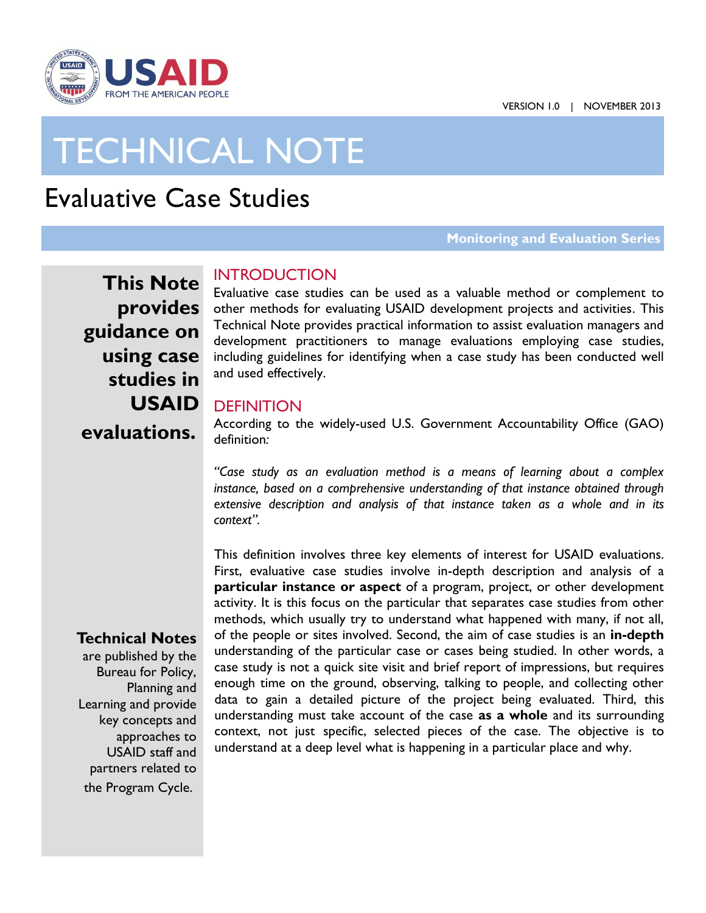VERSION 1.0 | NOVEMBER 2013

# TECHNICAL NOTE

## Evaluative Case Studies

**Monitoring and Evaluation Series**

**This Note provides guidance on using case studies in USAID evaluations.**

### INTRODUCTION

Evaluative case studies can be used as a valuable method or complement to other methods for evaluating USAID development projects and activities. This Technical Note provides practical information to assist evaluation managers and development practitioners to manage evaluations employing case studies, including guidelines for identifying when a case study has been conducted well and used effectively.

### DEFINITION

According to the widely-used U.S. Government Accountability Office (GAO) definition:

*"Case study as an evaluation method is a means of learning about a complex instance, based on a comprehensive understanding of that instance obtained through extensive description and analysis of that instance taken as a whole and in its context".*

This definition involves three key elements of interest for USAID evaluations. First, evaluative case studies involve in-depth description and analysis of a **particular instance or aspect** of a program, project, or other development activity. It is this focus on the particular that separates case studies from other methods, which usually try to understand what happened with many, if not all, of the people or sites involved. Second, the aim of case studies is an **in-depth** understanding of the particular case or cases being studied. In other words, a case study is not a quick site visit and brief report of impressions, but requires enough time on the ground, observing, talking to people, and collecting other data to gain a detailed picture of the project being evaluated. Third, this understanding must take account of the case **as a whole** and its surrounding context, not just specific, selected pieces of the case. The objective is to understand at a deep level what is happening in a particular place and why.

**Technical Notes** are published by the Bureau for Policy, Planning and Learning and provide key concepts and approaches to USAID staff and partners related to the Program Cycle.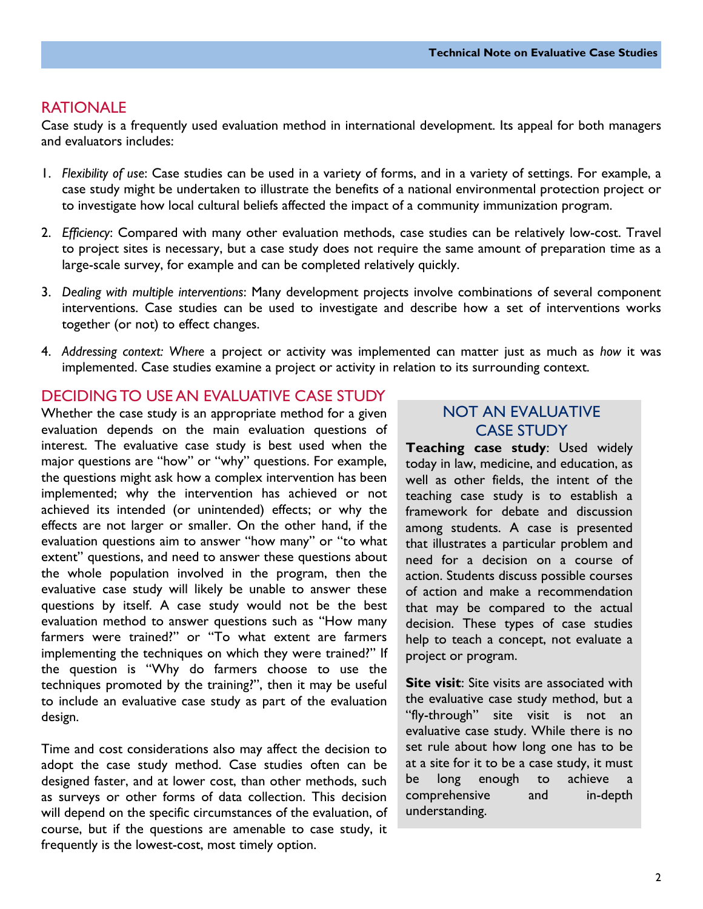## RATIONALE

Case study is a frequently used evaluation method in international development. Its appeal for both managers and evaluators includes:

1. *Flexibility of use*: Case studies can be used in a variety of forms, and in a variety of settings. For example, a case study might be undertaken to illustrate the benefits of a national environmental protection project or to investigate how local cultural beliefs affected the impact of a community immunization program.
2. *Efficiency*: Compared with many other evaluation methods, case studies can be relatively low-cost. Travel to project sites is necessary, but a case study does not require the same amount of preparation time as a large-scale survey, for example and can be completed relatively quickly.
3. *Dealing with multiple interventions*: Many development projects involve combinations of several component interventions. Case studies can be used to investigate and describe how a set of interventions works together (or not) to effect changes.
4. *Addressing context: Where* a project or activity was implemented can matter just as much as *how* it was implemented. Case studies examine a project or activity in relation to its surrounding context.

## DECIDING TO USE AN EVALUATIVE CASE STUDY

Whether the case study is an appropriate method for a given evaluation depends on the main evaluation questions of interest. The evaluative case study is best used when the major questions are "how" or "why" questions. For example, the questions might ask how a complex intervention has been implemented; why the intervention has achieved or not achieved its intended (or unintended) effects; or why the effects are not larger or smaller. On the other hand, if the evaluation questions aim to answer "how many" or "to what extent" questions, and need to answer these questions about the whole population involved in the program, then the evaluative case study will likely be unable to answer these questions by itself. A case study would not be the best evaluation method to answer questions such as "How many farmers were trained?" or "To what extent are farmers implementing the techniques on which they were trained?" If the question is "Why do farmers choose to use the techniques promoted by the training?", then it may be useful to include an evaluative case study as part of the evaluation design.

Time and cost considerations also may affect the decision to adopt the case study method. Case studies often can be designed faster, and at lower cost, than other methods, such as surveys or other forms of data collection. This decision will depend on the specific circumstances of the evaluation, of course, but if the questions are amenable to case study, it frequently is the lowest-cost, most timely option.

### NOT AN EVALUATIVE CASE STUDY

**Teaching case study**: Used widely today in law, medicine, and education, as well as other fields, the intent of the teaching case study is to establish a framework for debate and discussion among students. A case is presented that illustrates a particular problem and need for a decision on a course of action. Students discuss possible courses of action and make a recommendation that may be compared to the actual decision. These types of case studies help to teach a concept, not evaluate a project or program.

**Site visit**: Site visits are associated with the evaluative case study method, but a "fly-through" site visit is not an evaluative case study. While there is no set rule about how long one has to be at a site for it to be a case study, it must be long enough to achieve a comprehensive and in-depth understanding.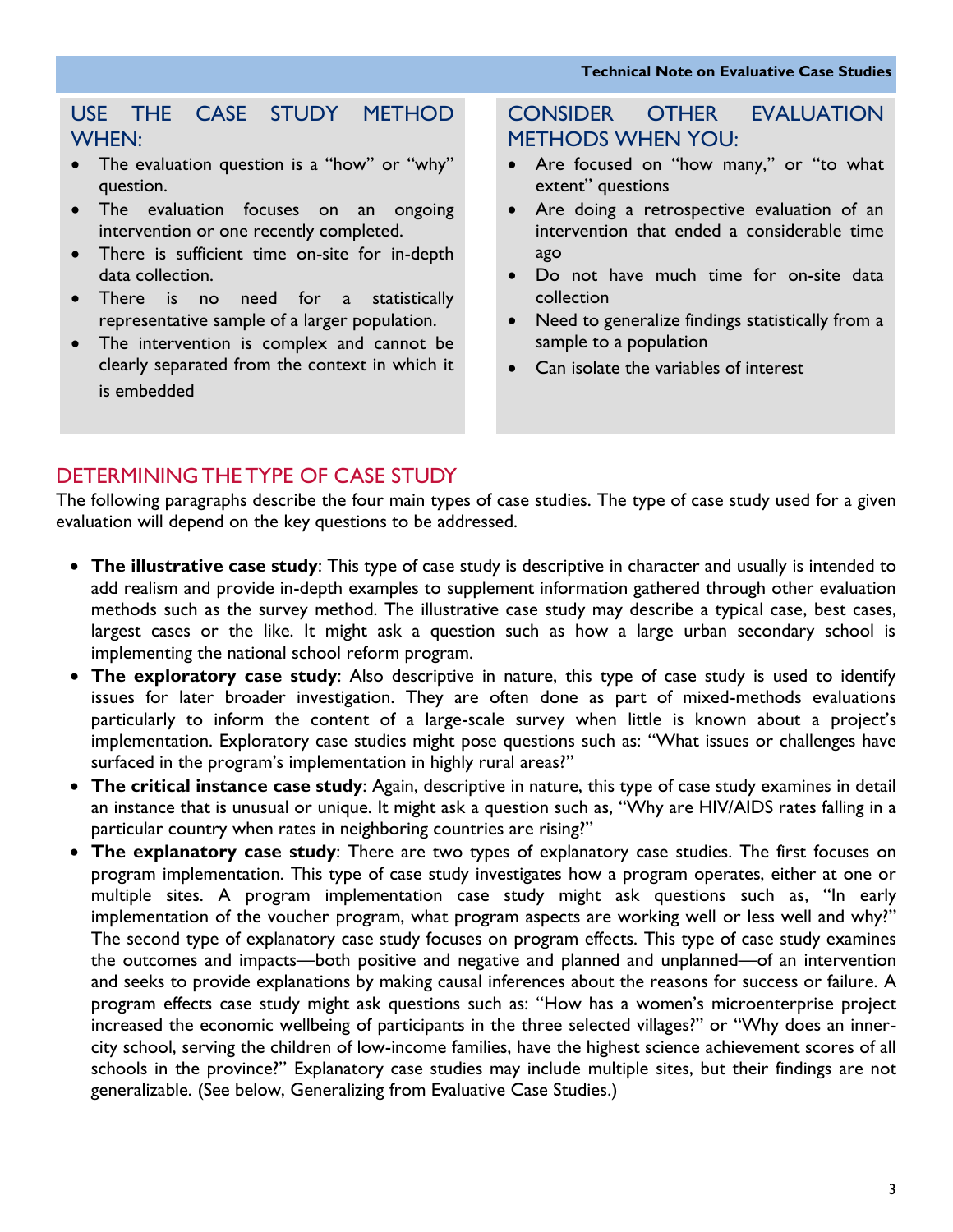## USE THE CASE STUDY METHOD WHEN:

- The evaluation question is a "how" or "why" question.
- The evaluation focuses on an ongoing intervention or one recently completed.
- There is sufficient time on-site for in-depth data collection.
- There is no need for a statistically representative sample of a larger population.
- The intervention is complex and cannot be clearly separated from the context in which it is embedded

## CONSIDER OTHER EVALUATION METHODS WHEN YOU:

- Are focused on "how many," or "to what extent" questions
- Are doing a retrospective evaluation of an intervention that ended a considerable time ago
- Do not have much time for on-site data collection
- Need to generalize findings statistically from a sample to a population
- Can isolate the variables of interest

## DETERMINING THE TYPE OF CASE STUDY

The following paragraphs describe the four main types of case studies. The type of case study used for a given evaluation will depend on the key questions to be addressed.

- **The illustrative case study**: This type of case study is descriptive in character and usually is intended to add realism and provide in-depth examples to supplement information gathered through other evaluation methods such as the survey method. The illustrative case study may describe a typical case, best cases, largest cases or the like. It might ask a question such as how a large urban secondary school is implementing the national school reform program.
- **The exploratory case study**: Also descriptive in nature, this type of case study is used to identify issues for later broader investigation. They are often done as part of mixed-methods evaluations particularly to inform the content of a large-scale survey when little is known about a project's implementation. Exploratory case studies might pose questions such as: "What issues or challenges have surfaced in the program's implementation in highly rural areas?"
- **The critical instance case study**: Again, descriptive in nature, this type of case study examines in detail an instance that is unusual or unique. It might ask a question such as, "Why are HIV/AIDS rates falling in a particular country when rates in neighboring countries are rising?"
- **The explanatory case study**: There are two types of explanatory case studies. The first focuses on program implementation. This type of case study investigates how a program operates, either at one or multiple sites. A program implementation case study might ask questions such as, "In early implementation of the voucher program, what program aspects are working well or less well and why?" The second type of explanatory case study focuses on program effects. This type of case study examines the outcomes and impacts—both positive and negative and planned and unplanned—of an intervention and seeks to provide explanations by making causal inferences about the reasons for success or failure. A program effects case study might ask questions such as: "How has a women's microenterprise project increased the economic wellbeing of participants in the three selected villages?" or "Why does an inner-city school, serving the children of low-income families, have the highest science achievement scores of all schools in the province?" Explanatory case studies may include multiple sites, but their findings are not generalizable. (See below, Generalizing from Evaluative Case Studies.)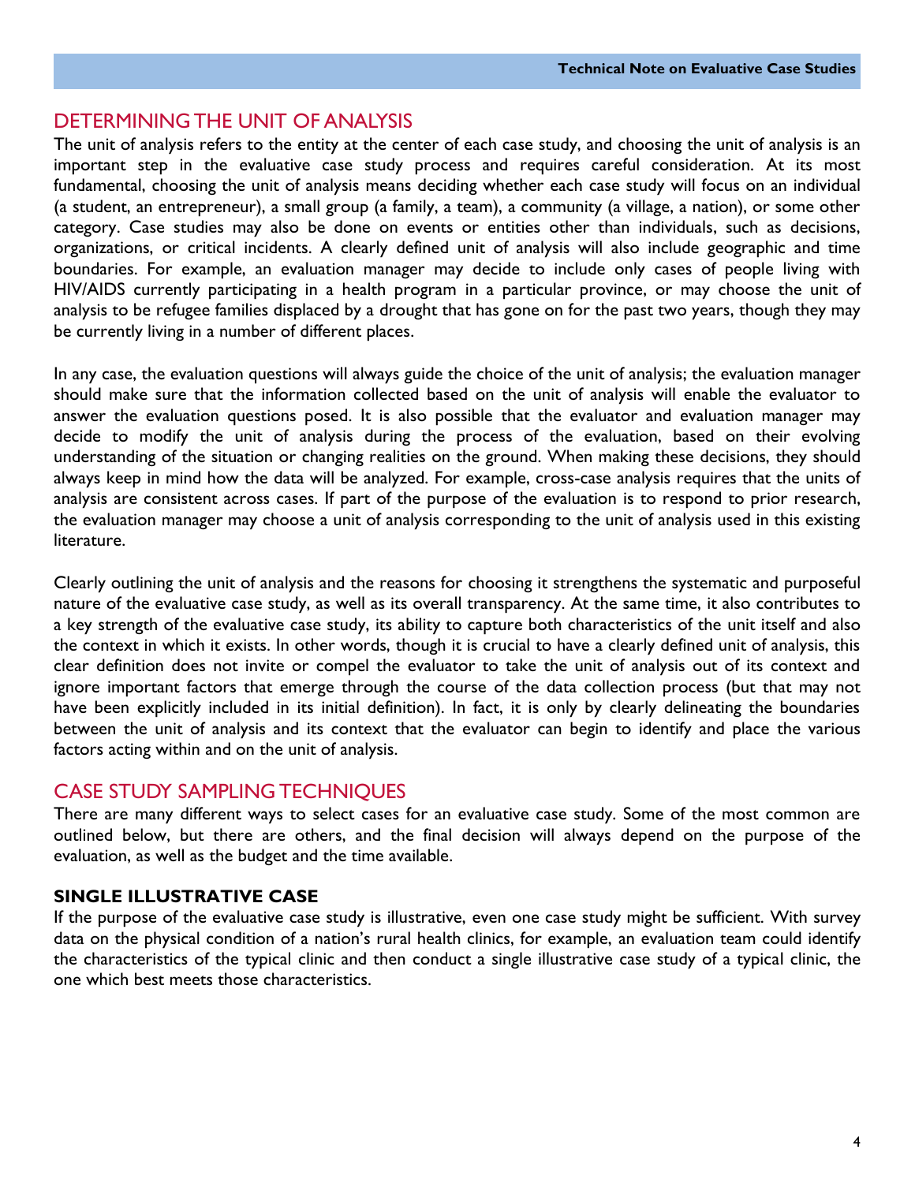## DETERMINING THE UNIT OF ANALYSIS

The unit of analysis refers to the entity at the center of each case study, and choosing the unit of analysis is an important step in the evaluative case study process and requires careful consideration. At its most fundamental, choosing the unit of analysis means deciding whether each case study will focus on an individual (a student, an entrepreneur), a small group (a family, a team), a community (a village, a nation), or some other category. Case studies may also be done on events or entities other than individuals, such as decisions, organizations, or critical incidents. A clearly defined unit of analysis will also include geographic and time boundaries. For example, an evaluation manager may decide to include only cases of people living with HIV/AIDS currently participating in a health program in a particular province, or may choose the unit of analysis to be refugee families displaced by a drought that has gone on for the past two years, though they may be currently living in a number of different places.

In any case, the evaluation questions will always guide the choice of the unit of analysis; the evaluation manager should make sure that the information collected based on the unit of analysis will enable the evaluator to answer the evaluation questions posed. It is also possible that the evaluator and evaluation manager may decide to modify the unit of analysis during the process of the evaluation, based on their evolving understanding of the situation or changing realities on the ground. When making these decisions, they should always keep in mind how the data will be analyzed. For example, cross-case analysis requires that the units of analysis are consistent across cases. If part of the purpose of the evaluation is to respond to prior research, the evaluation manager may choose a unit of analysis corresponding to the unit of analysis used in this existing literature.

Clearly outlining the unit of analysis and the reasons for choosing it strengthens the systematic and purposeful nature of the evaluative case study, as well as its overall transparency. At the same time, it also contributes to a key strength of the evaluative case study, its ability to capture both characteristics of the unit itself and also the context in which it exists. In other words, though it is crucial to have a clearly defined unit of analysis, this clear definition does not invite or compel the evaluator to take the unit of analysis out of its context and ignore important factors that emerge through the course of the data collection process (but that may not have been explicitly included in its initial definition). In fact, it is only by clearly delineating the boundaries between the unit of analysis and its context that the evaluator can begin to identify and place the various factors acting within and on the unit of analysis.

## CASE STUDY SAMPLING TECHNIQUES

There are many different ways to select cases for an evaluative case study. Some of the most common are outlined below, but there are others, and the final decision will always depend on the purpose of the evaluation, as well as the budget and the time available.

### SINGLE ILLUSTRATIVE CASE

If the purpose of the evaluative case study is illustrative, even one case study might be sufficient. With survey data on the physical condition of a nation's rural health clinics, for example, an evaluation team could identify the characteristics of the typical clinic and then conduct a single illustrative case study of a typical clinic, the one which best meets those characteristics.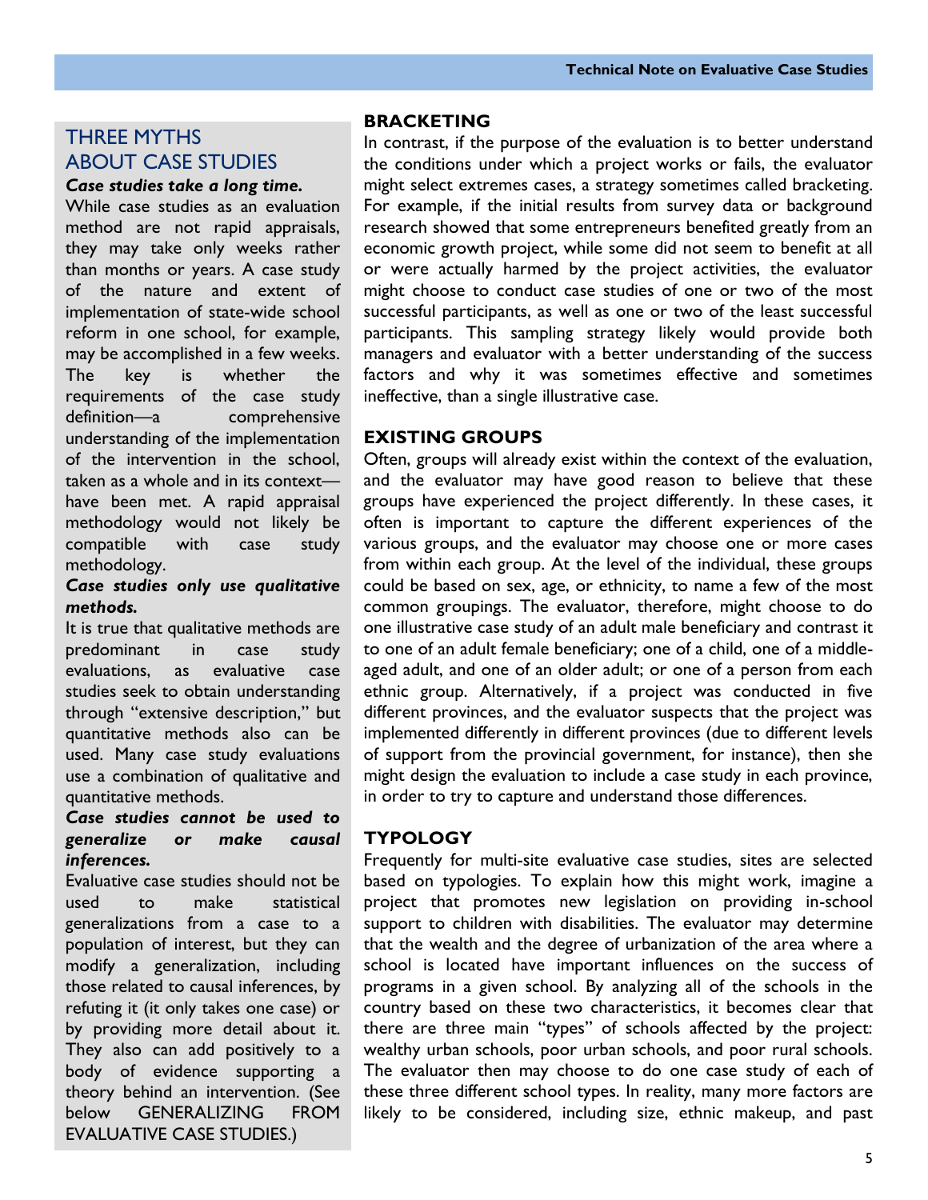## THREE MYTHS ABOUT CASE STUDIES

***Case studies take a long time.***

While case studies as an evaluation method are not rapid appraisals, they may take only weeks rather than months or years. A case study of the nature and extent of implementation of state-wide school reform in one school, for example, may be accomplished in a few weeks. The key is whether the requirements of the case study definition—a comprehensive understanding of the implementation of the intervention in the school, taken as a whole and in its context—have been met. A rapid appraisal methodology would not likely be compatible with case study methodology.

***Case studies only use qualitative methods.***

It is true that qualitative methods are predominant in case study evaluations, as evaluative case studies seek to obtain understanding through "extensive description," but quantitative methods also can be used. Many case study evaluations use a combination of qualitative and quantitative methods.

***Case studies cannot be used to generalize or make causal inferences.***

Evaluative case studies should not be used to make statistical generalizations from a case to a population of interest, but they can modify a generalization, including those related to causal inferences, by refuting it (it only takes one case) or by providing more detail about it. They also can add positively to a body of evidence supporting a theory behind an intervention. (See below GENERALIZING FROM EVALUATIVE CASE STUDIES.)

### BRACKETING

In contrast, if the purpose of the evaluation is to better understand the conditions under which a project works or fails, the evaluator might select extremes cases, a strategy sometimes called bracketing. For example, if the initial results from survey data or background research showed that some entrepreneurs benefited greatly from an economic growth project, while some did not seem to benefit at all or were actually harmed by the project activities, the evaluator might choose to conduct case studies of one or two of the most successful participants, as well as one or two of the least successful participants. This sampling strategy likely would provide both managers and evaluator with a better understanding of the success factors and why it was sometimes effective and sometimes ineffective, than a single illustrative case.

### EXISTING GROUPS

Often, groups will already exist within the context of the evaluation, and the evaluator may have good reason to believe that these groups have experienced the project differently. In these cases, it often is important to capture the different experiences of the various groups, and the evaluator may choose one or more cases from within each group. At the level of the individual, these groups could be based on sex, age, or ethnicity, to name a few of the most common groupings. The evaluator, therefore, might choose to do one illustrative case study of an adult male beneficiary and contrast it to one of an adult female beneficiary; one of a child, one of a middle-aged adult, and one of an older adult; or one of a person from each ethnic group. Alternatively, if a project was conducted in five different provinces, and the evaluator suspects that the project was implemented differently in different provinces (due to different levels of support from the provincial government, for instance), then she might design the evaluation to include a case study in each province, in order to try to capture and understand those differences.

### TYPOLOGY

Frequently for multi-site evaluative case studies, sites are selected based on typologies. To explain how this might work, imagine a project that promotes new legislation on providing in-school support to children with disabilities. The evaluator may determine that the wealth and the degree of urbanization of the area where a school is located have important influences on the success of programs in a given school. By analyzing all of the schools in the country based on these two characteristics, it becomes clear that there are three main "types" of schools affected by the project: wealthy urban schools, poor urban schools, and poor rural schools. The evaluator then may choose to do one case study of each of these three different school types. In reality, many more factors are likely to be considered, including size, ethnic makeup, and past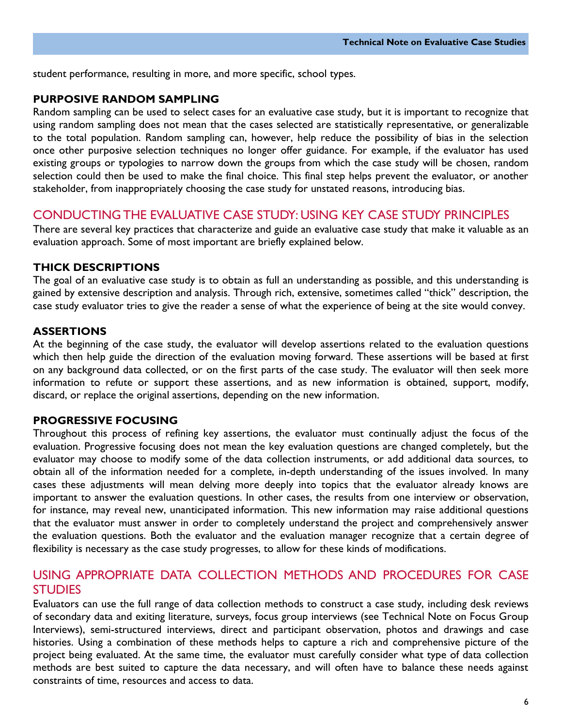student performance, resulting in more, and more specific, school types.

### PURPOSIVE RANDOM SAMPLING

Random sampling can be used to select cases for an evaluative case study, but it is important to recognize that using random sampling does not mean that the cases selected are statistically representative, or generalizable to the total population. Random sampling can, however, help reduce the possibility of bias in the selection once other purposive selection techniques no longer offer guidance. For example, if the evaluator has used existing groups or typologies to narrow down the groups from which the case study will be chosen, random selection could then be used to make the final choice. This final step helps prevent the evaluator, or another stakeholder, from inappropriately choosing the case study for unstated reasons, introducing bias.

## CONDUCTING THE EVALUATIVE CASE STUDY: USING KEY CASE STUDY PRINCIPLES

There are several key practices that characterize and guide an evaluative case study that make it valuable as an evaluation approach. Some of most important are briefly explained below.

### THICK DESCRIPTIONS

The goal of an evaluative case study is to obtain as full an understanding as possible, and this understanding is gained by extensive description and analysis. Through rich, extensive, sometimes called "thick" description, the case study evaluator tries to give the reader a sense of what the experience of being at the site would convey.

### ASSERTIONS

At the beginning of the case study, the evaluator will develop assertions related to the evaluation questions which then help guide the direction of the evaluation moving forward. These assertions will be based at first on any background data collected, or on the first parts of the case study. The evaluator will then seek more information to refute or support these assertions, and as new information is obtained, support, modify, discard, or replace the original assertions, depending on the new information.

### PROGRESSIVE FOCUSING

Throughout this process of refining key assertions, the evaluator must continually adjust the focus of the evaluation. Progressive focusing does not mean the key evaluation questions are changed completely, but the evaluator may choose to modify some of the data collection instruments, or add additional data sources, to obtain all of the information needed for a complete, in-depth understanding of the issues involved. In many cases these adjustments will mean delving more deeply into topics that the evaluator already knows are important to answer the evaluation questions. In other cases, the results from one interview or observation, for instance, may reveal new, unanticipated information. This new information may raise additional questions that the evaluator must answer in order to completely understand the project and comprehensively answer the evaluation questions. Both the evaluator and the evaluation manager recognize that a certain degree of flexibility is necessary as the case study progresses, to allow for these kinds of modifications.

## USING APPROPRIATE DATA COLLECTION METHODS AND PROCEDURES FOR CASE STUDIES

Evaluators can use the full range of data collection methods to construct a case study, including desk reviews of secondary data and exiting literature, surveys, focus group interviews (see Technical Note on Focus Group Interviews), semi-structured interviews, direct and participant observation, photos and drawings and case histories. Using a combination of these methods helps to capture a rich and comprehensive picture of the project being evaluated. At the same time, the evaluator must carefully consider what type of data collection methods are best suited to capture the data necessary, and will often have to balance these needs against constraints of time, resources and access to data.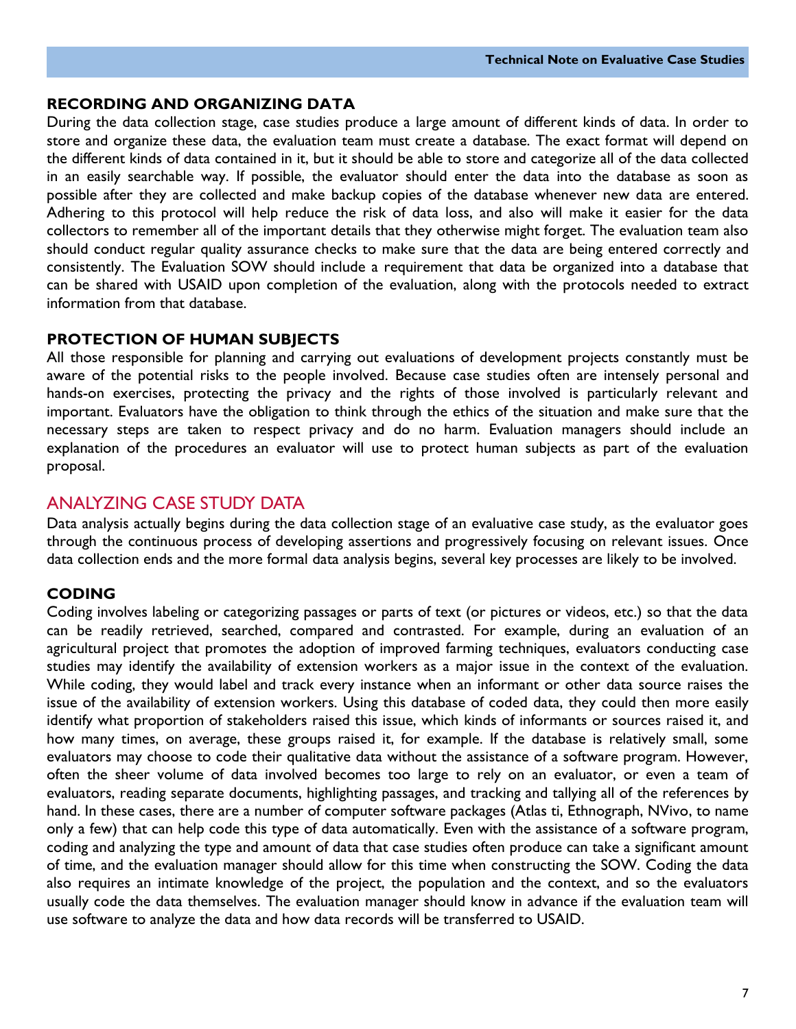### RECORDING AND ORGANIZING DATA

During the data collection stage, case studies produce a large amount of different kinds of data. In order to store and organize these data, the evaluation team must create a database. The exact format will depend on the different kinds of data contained in it, but it should be able to store and categorize all of the data collected in an easily searchable way. If possible, the evaluator should enter the data into the database as soon as possible after they are collected and make backup copies of the database whenever new data are entered. Adhering to this protocol will help reduce the risk of data loss, and also will make it easier for the data collectors to remember all of the important details that they otherwise might forget. The evaluation team also should conduct regular quality assurance checks to make sure that the data are being entered correctly and consistently. The Evaluation SOW should include a requirement that data be organized into a database that can be shared with USAID upon completion of the evaluation, along with the protocols needed to extract information from that database.

### PROTECTION OF HUMAN SUBJECTS

All those responsible for planning and carrying out evaluations of development projects constantly must be aware of the potential risks to the people involved. Because case studies often are intensely personal and hands-on exercises, protecting the privacy and the rights of those involved is particularly relevant and important. Evaluators have the obligation to think through the ethics of the situation and make sure that the necessary steps are taken to respect privacy and do no harm. Evaluation managers should include an explanation of the procedures an evaluator will use to protect human subjects as part of the evaluation proposal.

## ANALYZING CASE STUDY DATA

Data analysis actually begins during the data collection stage of an evaluative case study, as the evaluator goes through the continuous process of developing assertions and progressively focusing on relevant issues. Once data collection ends and the more formal data analysis begins, several key processes are likely to be involved.

### CODING

Coding involves labeling or categorizing passages or parts of text (or pictures or videos, etc.) so that the data can be readily retrieved, searched, compared and contrasted. For example, during an evaluation of an agricultural project that promotes the adoption of improved farming techniques, evaluators conducting case studies may identify the availability of extension workers as a major issue in the context of the evaluation. While coding, they would label and track every instance when an informant or other data source raises the issue of the availability of extension workers. Using this database of coded data, they could then more easily identify what proportion of stakeholders raised this issue, which kinds of informants or sources raised it, and how many times, on average, these groups raised it, for example. If the database is relatively small, some evaluators may choose to code their qualitative data without the assistance of a software program. However, often the sheer volume of data involved becomes too large to rely on an evaluator, or even a team of evaluators, reading separate documents, highlighting passages, and tracking and tallying all of the references by hand. In these cases, there are a number of computer software packages (Atlas ti, Ethnograph, NVivo, to name only a few) that can help code this type of data automatically. Even with the assistance of a software program, coding and analyzing the type and amount of data that case studies often produce can take a significant amount of time, and the evaluation manager should allow for this time when constructing the SOW. Coding the data also requires an intimate knowledge of the project, the population and the context, and so the evaluators usually code the data themselves. The evaluation manager should know in advance if the evaluation team will use software to analyze the data and how data records will be transferred to USAID.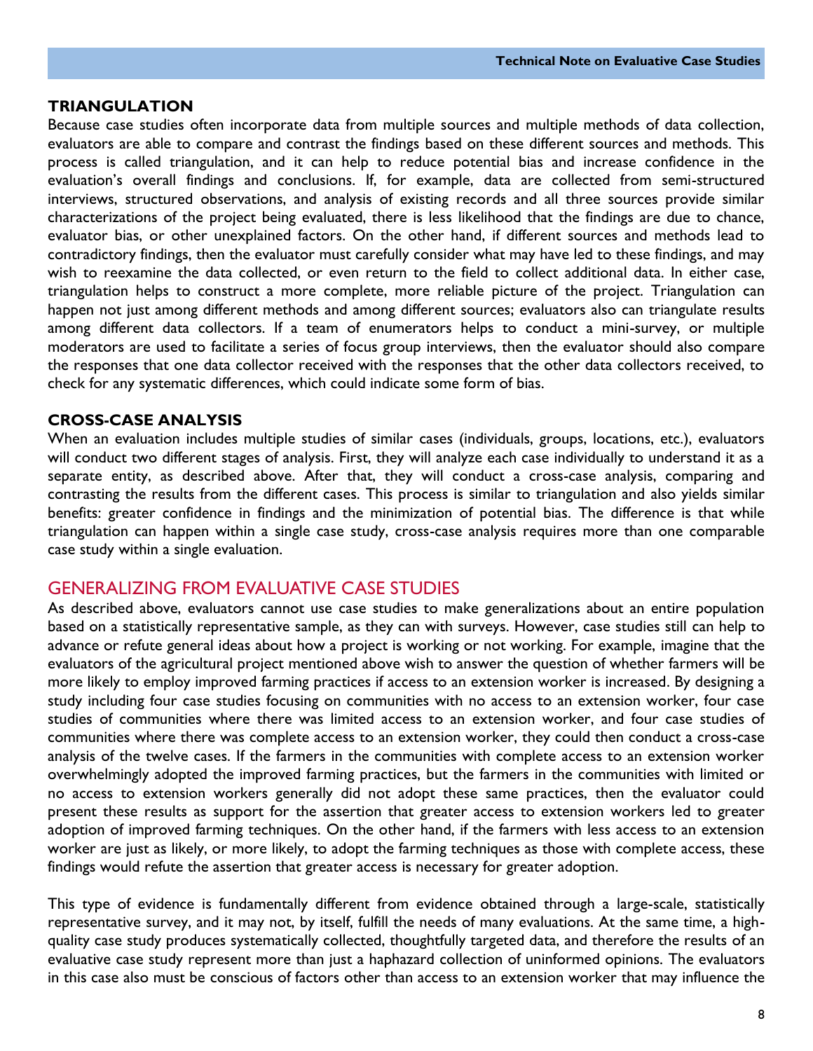### TRIANGULATION

Because case studies often incorporate data from multiple sources and multiple methods of data collection, evaluators are able to compare and contrast the findings based on these different sources and methods. This process is called triangulation, and it can help to reduce potential bias and increase confidence in the evaluation's overall findings and conclusions. If, for example, data are collected from semi-structured interviews, structured observations, and analysis of existing records and all three sources provide similar characterizations of the project being evaluated, there is less likelihood that the findings are due to chance, evaluator bias, or other unexplained factors. On the other hand, if different sources and methods lead to contradictory findings, then the evaluator must carefully consider what may have led to these findings, and may wish to reexamine the data collected, or even return to the field to collect additional data. In either case, triangulation helps to construct a more complete, more reliable picture of the project. Triangulation can happen not just among different methods and among different sources; evaluators also can triangulate results among different data collectors. If a team of enumerators helps to conduct a mini-survey, or multiple moderators are used to facilitate a series of focus group interviews, then the evaluator should also compare the responses that one data collector received with the responses that the other data collectors received, to check for any systematic differences, which could indicate some form of bias.

### CROSS-CASE ANALYSIS

When an evaluation includes multiple studies of similar cases (individuals, groups, locations, etc.), evaluators will conduct two different stages of analysis. First, they will analyze each case individually to understand it as a separate entity, as described above. After that, they will conduct a cross-case analysis, comparing and contrasting the results from the different cases. This process is similar to triangulation and also yields similar benefits: greater confidence in findings and the minimization of potential bias. The difference is that while triangulation can happen within a single case study, cross-case analysis requires more than one comparable case study within a single evaluation.

## GENERALIZING FROM EVALUATIVE CASE STUDIES

As described above, evaluators cannot use case studies to make generalizations about an entire population based on a statistically representative sample, as they can with surveys. However, case studies still can help to advance or refute general ideas about how a project is working or not working. For example, imagine that the evaluators of the agricultural project mentioned above wish to answer the question of whether farmers will be more likely to employ improved farming practices if access to an extension worker is increased. By designing a study including four case studies focusing on communities with no access to an extension worker, four case studies of communities where there was limited access to an extension worker, and four case studies of communities where there was complete access to an extension worker, they could then conduct a cross-case analysis of the twelve cases. If the farmers in the communities with complete access to an extension worker overwhelmingly adopted the improved farming practices, but the farmers in the communities with limited or no access to extension workers generally did not adopt these same practices, then the evaluator could present these results as support for the assertion that greater access to extension workers led to greater adoption of improved farming techniques. On the other hand, if the farmers with less access to an extension worker are just as likely, or more likely, to adopt the farming techniques as those with complete access, these findings would refute the assertion that greater access is necessary for greater adoption.

This type of evidence is fundamentally different from evidence obtained through a large-scale, statistically representative survey, and it may not, by itself, fulfill the needs of many evaluations. At the same time, a high-quality case study produces systematically collected, thoughtfully targeted data, and therefore the results of an evaluative case study represent more than just a haphazard collection of uninformed opinions. The evaluators in this case also must be conscious of factors other than access to an extension worker that may influence the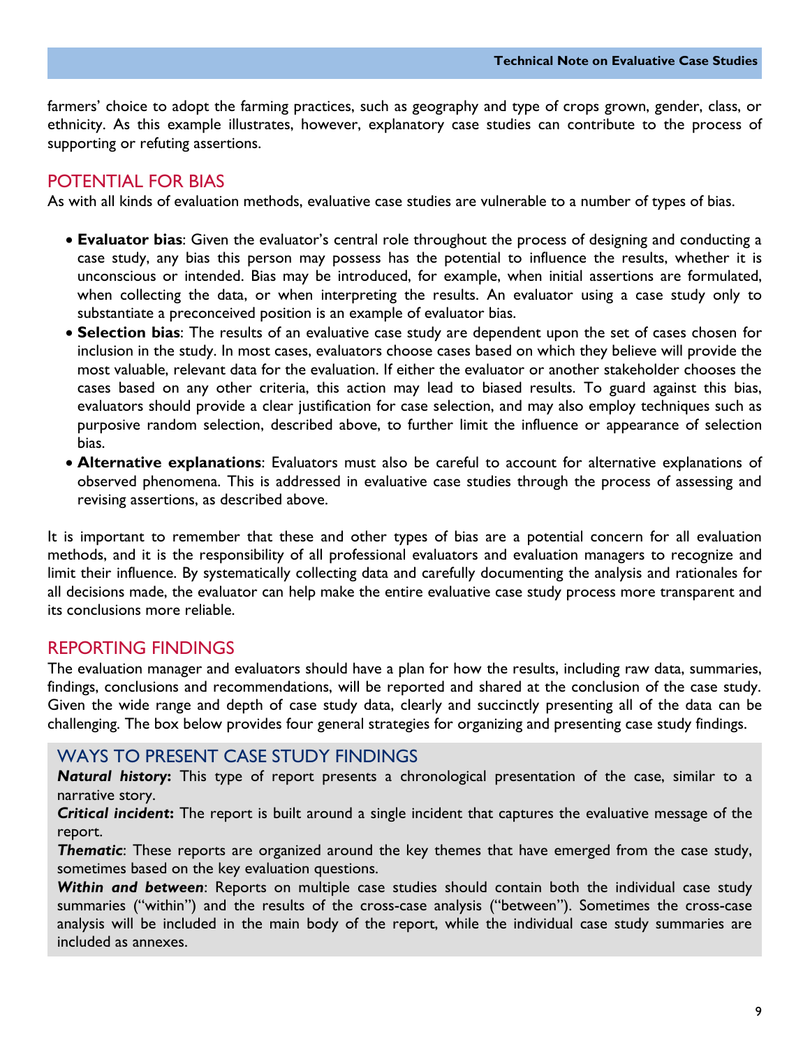farmers' choice to adopt the farming practices, such as geography and type of crops grown, gender, class, or ethnicity. As this example illustrates, however, explanatory case studies can contribute to the process of supporting or refuting assertions.

## POTENTIAL FOR BIAS

As with all kinds of evaluation methods, evaluative case studies are vulnerable to a number of types of bias.

- **Evaluator bias**: Given the evaluator's central role throughout the process of designing and conducting a case study, any bias this person may possess has the potential to influence the results, whether it is unconscious or intended. Bias may be introduced, for example, when initial assertions are formulated, when collecting the data, or when interpreting the results. An evaluator using a case study only to substantiate a preconceived position is an example of evaluator bias.
- **Selection bias**: The results of an evaluative case study are dependent upon the set of cases chosen for inclusion in the study. In most cases, evaluators choose cases based on which they believe will provide the most valuable, relevant data for the evaluation. If either the evaluator or another stakeholder chooses the cases based on any other criteria, this action may lead to biased results. To guard against this bias, evaluators should provide a clear justification for case selection, and may also employ techniques such as purposive random selection, described above, to further limit the influence or appearance of selection bias.
- **Alternative explanations**: Evaluators must also be careful to account for alternative explanations of observed phenomena. This is addressed in evaluative case studies through the process of assessing and revising assertions, as described above.

It is important to remember that these and other types of bias are a potential concern for all evaluation methods, and it is the responsibility of all professional evaluators and evaluation managers to recognize and limit their influence. By systematically collecting data and carefully documenting the analysis and rationales for all decisions made, the evaluator can help make the entire evaluative case study process more transparent and its conclusions more reliable.

## REPORTING FINDINGS

The evaluation manager and evaluators should have a plan for how the results, including raw data, summaries, findings, conclusions and recommendations, will be reported and shared at the conclusion of the case study. Given the wide range and depth of case study data, clearly and succinctly presenting all of the data can be challenging. The box below provides four general strategies for organizing and presenting case study findings.

### WAYS TO PRESENT CASE STUDY FINDINGS

***Natural history*:** This type of report presents a chronological presentation of the case, similar to a narrative story.

***Critical incident*:** The report is built around a single incident that captures the evaluative message of the report.

***Thematic***: These reports are organized around the key themes that have emerged from the case study, sometimes based on the key evaluation questions.

***Within and between***: Reports on multiple case studies should contain both the individual case study summaries ("within") and the results of the cross-case analysis ("between"). Sometimes the cross-case analysis will be included in the main body of the report, while the individual case study summaries are included as annexes.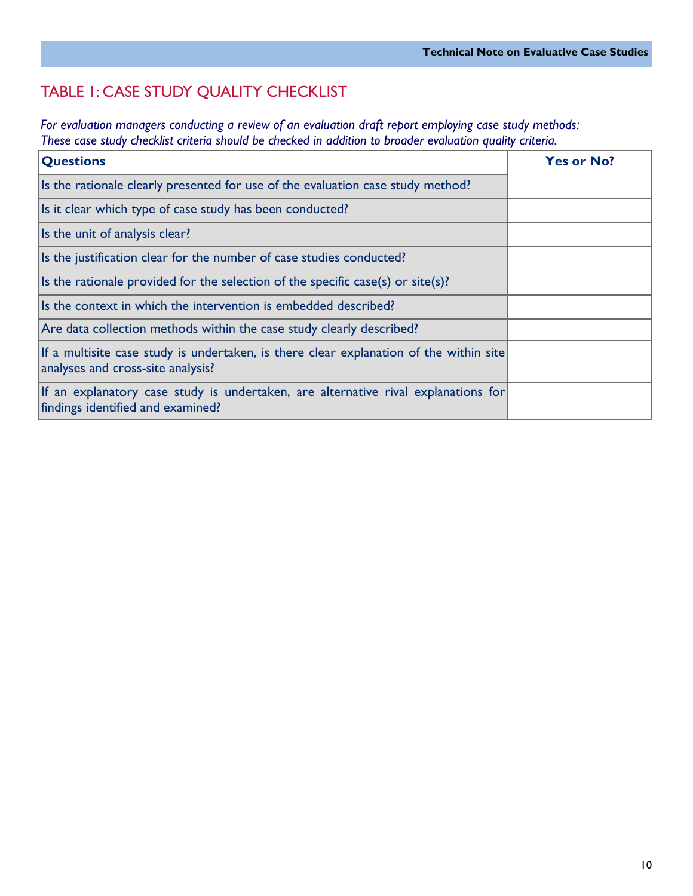## TABLE 1: CASE STUDY QUALITY CHECKLIST

*For evaluation managers conducting a review of an evaluation draft report employing case study methods: These case study checklist criteria should be checked in addition to broader evaluation quality criteria.*

| Questions | Yes or No? |
|---|---|
| Is the rationale clearly presented for use of the evaluation case study method? | |
| Is it clear which type of case study has been conducted? | |
| Is the unit of analysis clear? | |
| Is the justification clear for the number of case studies conducted? | |
| Is the rationale provided for the selection of the specific case(s) or site(s)? | |
| Is the context in which the intervention is embedded described? | |
| Are data collection methods within the case study clearly described? | |
| If a multisite case study is undertaken, is there clear explanation of the within site analyses and cross-site analysis? | |
| If an explanatory case study is undertaken, are alternative rival explanations for findings identified and examined? | |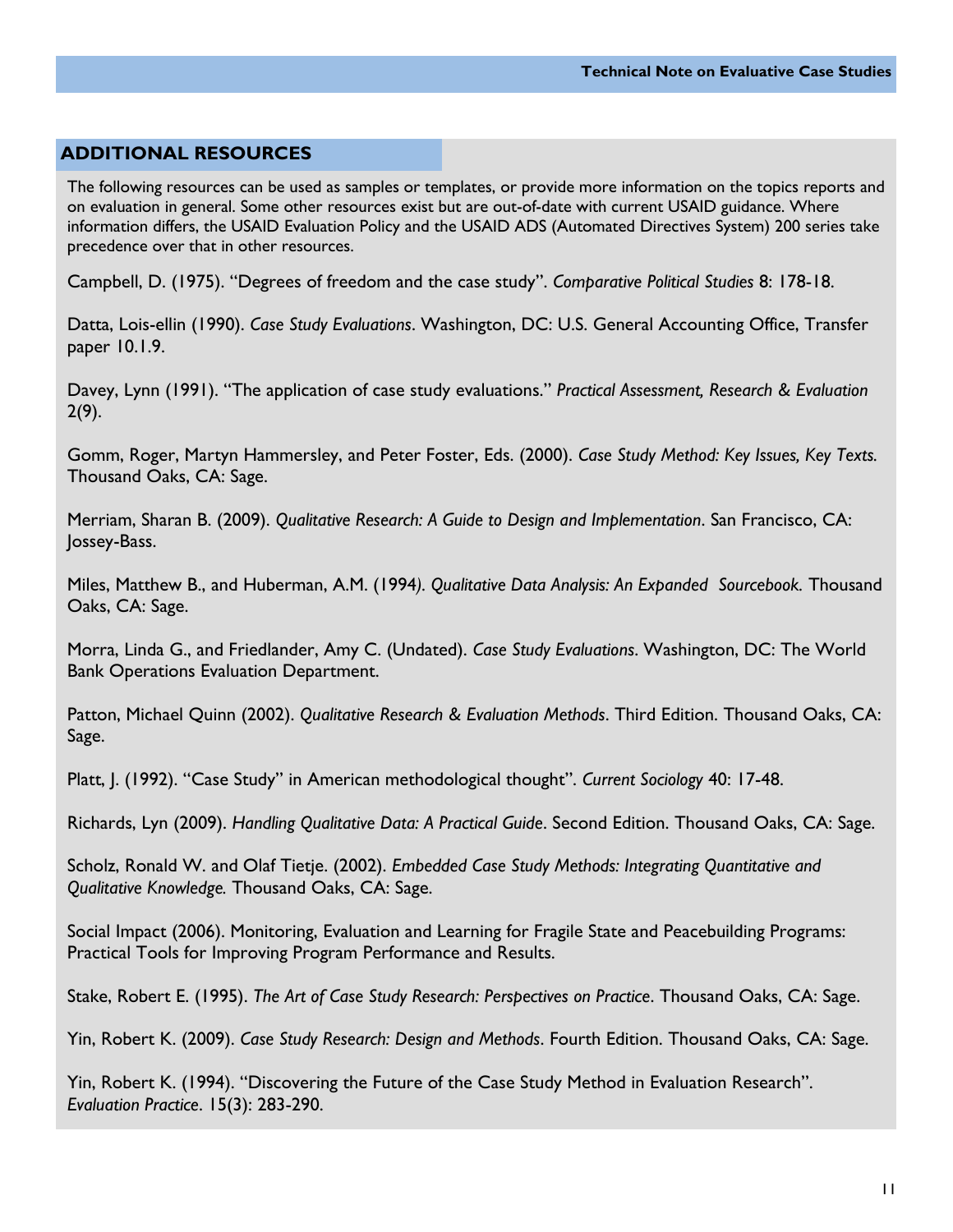## ADDITIONAL RESOURCES

The following resources can be used as samples or templates, or provide more information on the topics reports and on evaluation in general. Some other resources exist but are out-of-date with current USAID guidance. Where information differs, the USAID Evaluation Policy and the USAID ADS (Automated Directives System) 200 series take precedence over that in other resources.

Campbell, D. (1975). "Degrees of freedom and the case study". *Comparative Political Studies* 8: 178-18.

Datta, Lois-ellin (1990). *Case Study Evaluations*. Washington, DC: U.S. General Accounting Office, Transfer paper 10.1.9.

Davey, Lynn (1991). "The application of case study evaluations." *Practical Assessment, Research & Evaluation* 2(9).

Gomm, Roger, Martyn Hammersley, and Peter Foster, Eds. (2000). *Case Study Method: Key Issues, Key Texts.* Thousand Oaks, CA: Sage.

Merriam, Sharan B. (2009). *Qualitative Research: A Guide to Design and Implementation*. San Francisco, CA: Jossey-Bass.

Miles, Matthew B., and Huberman, A.M. (1994). *Qualitative Data Analysis: An Expanded Sourcebook.* Thousand Oaks, CA: Sage.

Morra, Linda G., and Friedlander, Amy C. (Undated). *Case Study Evaluations*. Washington, DC: The World Bank Operations Evaluation Department.

Patton, Michael Quinn (2002). *Qualitative Research & Evaluation Methods*. Third Edition. Thousand Oaks, CA: Sage.

Platt, J. (1992). "Case Study" in American methodological thought". *Current Sociology* 40: 17-48.

Richards, Lyn (2009). *Handling Qualitative Data: A Practical Guide*. Second Edition. Thousand Oaks, CA: Sage.

Scholz, Ronald W. and Olaf Tietje. (2002). *Embedded Case Study Methods: Integrating Quantitative and Qualitative Knowledge.* Thousand Oaks, CA: Sage.

Social Impact (2006). Monitoring, Evaluation and Learning for Fragile State and Peacebuilding Programs: Practical Tools for Improving Program Performance and Results.

Stake, Robert E. (1995). *The Art of Case Study Research: Perspectives on Practice*. Thousand Oaks, CA: Sage.

Yin, Robert K. (2009). *Case Study Research: Design and Methods*. Fourth Edition. Thousand Oaks, CA: Sage.

Yin, Robert K. (1994). "Discovering the Future of the Case Study Method in Evaluation Research". *Evaluation Practice*. 15(3): 283-290.